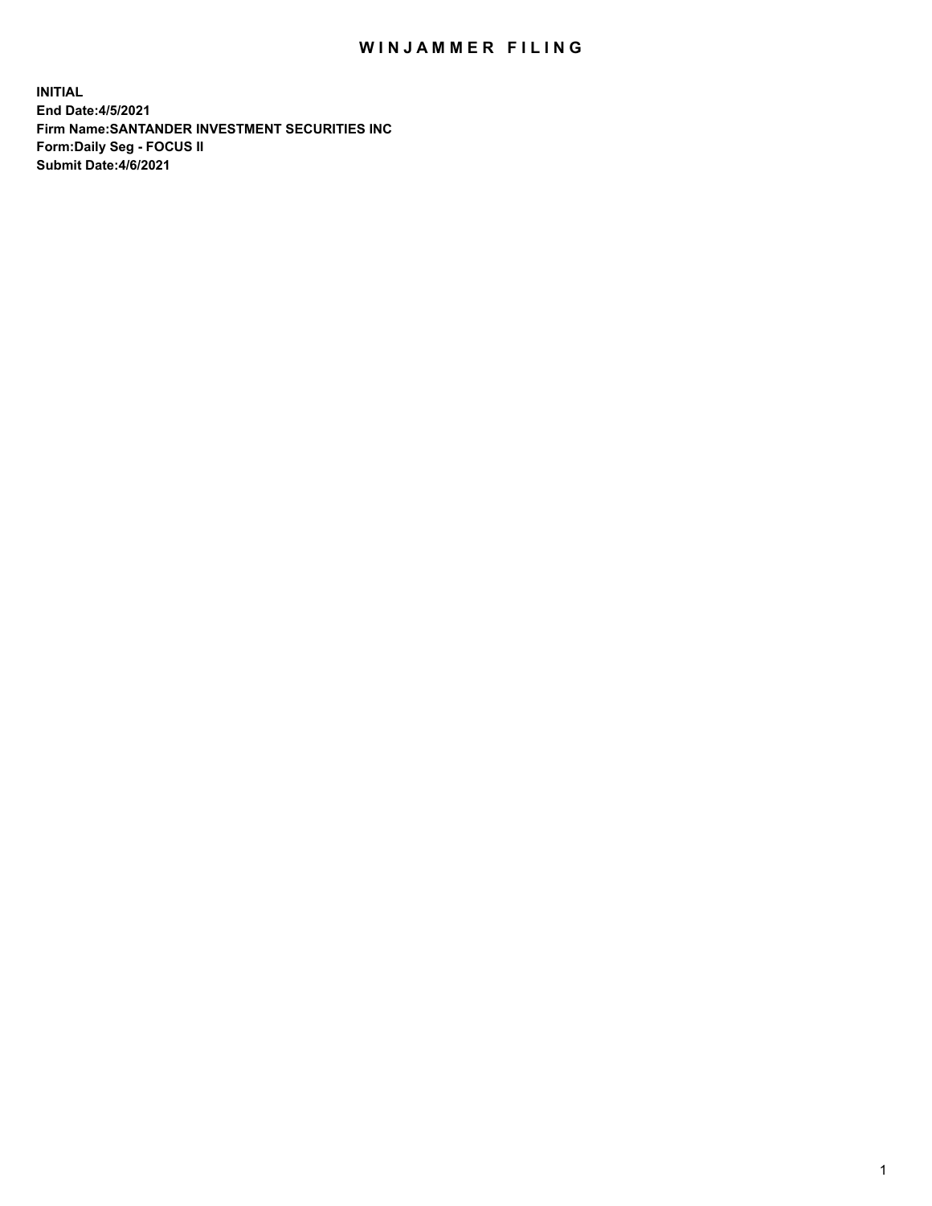# WINJAMMER FILING

**INITIAL**
**End Date:4/5/2021**
**Firm Name:SANTANDER INVESTMENT SECURITIES INC**
**Form:Daily Seg - FOCUS II**
**Submit Date:4/6/2021**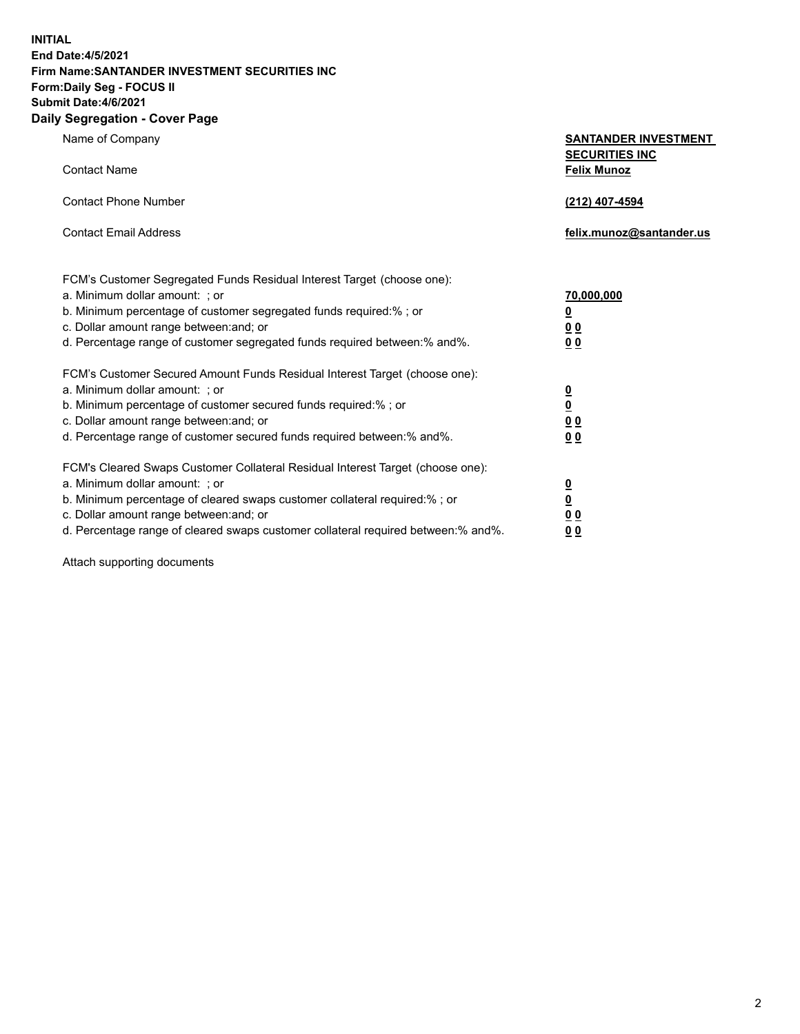**INITIAL**
**End Date:4/5/2021**
**Firm Name:SANTANDER INVESTMENT SECURITIES INC**
**Form:Daily Seg - FOCUS II**
**Submit Date:4/6/2021**

## Daily Segregation - Cover Page

| | |
|---|---|
| Name of Company | **SANTANDER INVESTMENT SECURITIES INC** |
| Contact Name | **Felix Munoz** |
| Contact Phone Number | **(212) 407-4594** |
| Contact Email Address | **felix.munoz@santander.us** |

FCM's Customer Segregated Funds Residual Interest Target (choose one):

| | |
|---|---|
| a. Minimum dollar amount: ; or | **70,000,000** |
| b. Minimum percentage of customer segregated funds required:% ; or | **0** |
| c. Dollar amount range between:and; or | **0 0** |
| d. Percentage range of customer segregated funds required between:% and%. | **0 0** |

FCM's Customer Secured Amount Funds Residual Interest Target (choose one):

| | |
|---|---|
| a. Minimum dollar amount: ; or | **0** |
| b. Minimum percentage of customer secured funds required:% ; or | **0** |
| c. Dollar amount range between:and; or | **0 0** |
| d. Percentage range of customer secured funds required between:% and%. | **0 0** |

FCM's Cleared Swaps Customer Collateral Residual Interest Target (choose one):

| | |
|---|---|
| a. Minimum dollar amount: ; or | **0** |
| b. Minimum percentage of cleared swaps customer collateral required:% ; or | **0** |
| c. Dollar amount range between:and; or | **0 0** |
| d. Percentage range of cleared swaps customer collateral required between:% and%. | **0 0** |

Attach supporting documents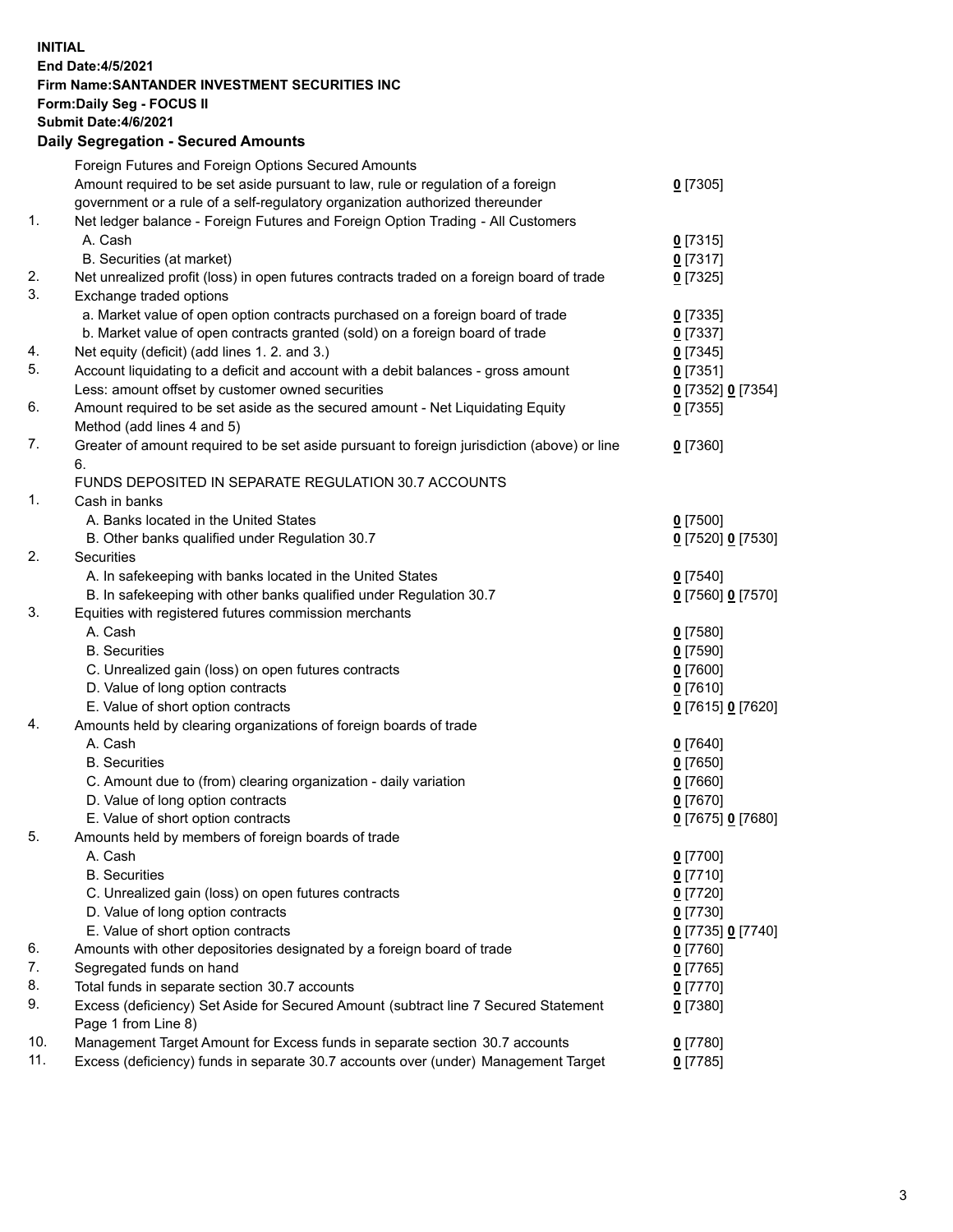**INITIAL**
**End Date:4/5/2021**
**Firm Name:SANTANDER INVESTMENT SECURITIES INC**
**Form:Daily Seg - FOCUS II**
**Submit Date:4/6/2021**

## Daily Segregation - Secured Amounts

| | | |
|---|---|---|
| | Foreign Futures and Foreign Options Secured Amounts | |
| | Amount required to be set aside pursuant to law, rule or regulation of a foreign government or a rule of a self-regulatory organization authorized thereunder | 0 [7305] |
| 1. | Net ledger balance - Foreign Futures and Foreign Option Trading - All Customers | |
| | A. Cash | 0 [7315] |
| | B. Securities (at market) | 0 [7317] |
| 2. | Net unrealized profit (loss) in open futures contracts traded on a foreign board of trade | 0 [7325] |
| 3. | Exchange traded options | |
| | a. Market value of open option contracts purchased on a foreign board of trade | 0 [7335] |
| | b. Market value of open contracts granted (sold) on a foreign board of trade | 0 [7337] |
| 4. | Net equity (deficit) (add lines 1. 2. and 3.) | 0 [7345] |
| 5. | Account liquidating to a deficit and account with a debit balances - gross amount | 0 [7351] |
| | Less: amount offset by customer owned securities | 0 [7352] 0 [7354] |
| 6. | Amount required to be set aside as the secured amount - Net Liquidating Equity Method (add lines 4 and 5) | 0 [7355] |
| 7. | Greater of amount required to be set aside pursuant to foreign jurisdiction (above) or line 6. | 0 [7360] |
| | FUNDS DEPOSITED IN SEPARATE REGULATION 30.7 ACCOUNTS | |
| 1. | Cash in banks | |
| | A. Banks located in the United States | 0 [7500] |
| | B. Other banks qualified under Regulation 30.7 | 0 [7520] 0 [7530] |
| 2. | Securities | |
| | A. In safekeeping with banks located in the United States | 0 [7540] |
| | B. In safekeeping with other banks qualified under Regulation 30.7 | 0 [7560] 0 [7570] |
| 3. | Equities with registered futures commission merchants | |
| | A. Cash | 0 [7580] |
| | B. Securities | 0 [7590] |
| | C. Unrealized gain (loss) on open futures contracts | 0 [7600] |
| | D. Value of long option contracts | 0 [7610] |
| | E. Value of short option contracts | 0 [7615] 0 [7620] |
| 4. | Amounts held by clearing organizations of foreign boards of trade | |
| | A. Cash | 0 [7640] |
| | B. Securities | 0 [7650] |
| | C. Amount due to (from) clearing organization - daily variation | 0 [7660] |
| | D. Value of long option contracts | 0 [7670] |
| | E. Value of short option contracts | 0 [7675] 0 [7680] |
| 5. | Amounts held by members of foreign boards of trade | |
| | A. Cash | 0 [7700] |
| | B. Securities | 0 [7710] |
| | C. Unrealized gain (loss) on open futures contracts | 0 [7720] |
| | D. Value of long option contracts | 0 [7730] |
| | E. Value of short option contracts | 0 [7735] 0 [7740] |
| 6. | Amounts with other depositories designated by a foreign board of trade | 0 [7760] |
| 7. | Segregated funds on hand | 0 [7765] |
| 8. | Total funds in separate section 30.7 accounts | 0 [7770] |
| 9. | Excess (deficiency) Set Aside for Secured Amount (subtract line 7 Secured Statement Page 1 from Line 8) | 0 [7380] |
| 10. | Management Target Amount for Excess funds in separate section 30.7 accounts | 0 [7780] |
| 11. | Excess (deficiency) funds in separate 30.7 accounts over (under) Management Target | 0 [7785] |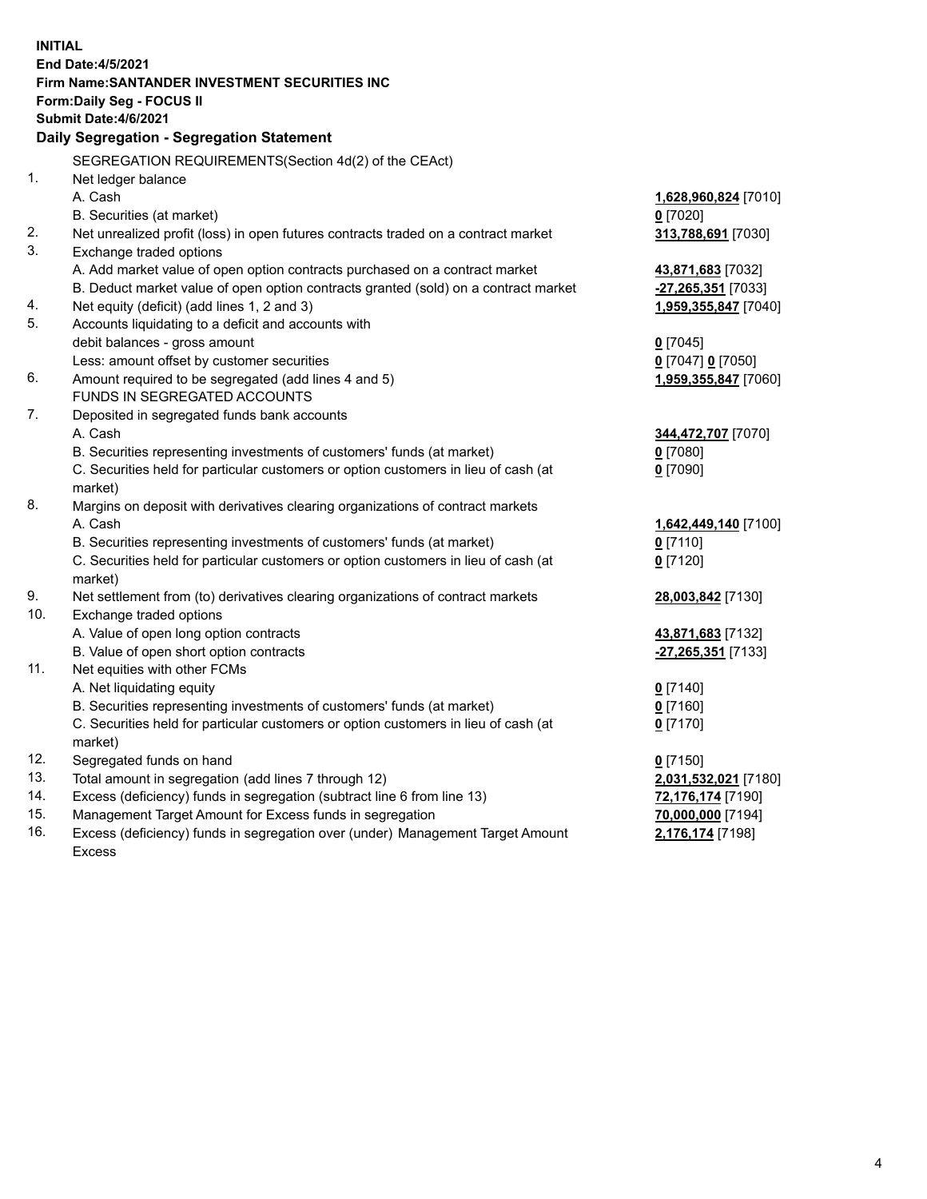**INITIAL**
**End Date:4/5/2021**
**Firm Name:SANTANDER INVESTMENT SECURITIES INC**
**Form:Daily Seg - FOCUS II**
**Submit Date:4/6/2021**

**Daily Segregation - Segregation Statement**

SEGREGATION REQUIREMENTS(Section 4d(2) of the CEAct)

| | | |
|---|---|---|
| 1. | Net ledger balance | |
| | A. Cash | **1,628,960,824** [7010] |
| | B. Securities (at market) | **0** [7020] |
| 2. | Net unrealized profit (loss) in open futures contracts traded on a contract market | **313,788,691** [7030] |
| 3. | Exchange traded options | |
| | A. Add market value of open option contracts purchased on a contract market | **43,871,683** [7032] |
| | B. Deduct market value of open option contracts granted (sold) on a contract market | **-27,265,351** [7033] |
| 4. | Net equity (deficit) (add lines 1, 2 and 3) | **1,959,355,847** [7040] |
| 5. | Accounts liquidating to a deficit and accounts with | |
| | debit balances - gross amount | **0** [7045] |
| | Less: amount offset by customer securities | **0** [7047] **0** [7050] |
| 6. | Amount required to be segregated (add lines 4 and 5) | **1,959,355,847** [7060] |
| | FUNDS IN SEGREGATED ACCOUNTS | |
| 7. | Deposited in segregated funds bank accounts | |
| | A. Cash | **344,472,707** [7070] |
| | B. Securities representing investments of customers' funds (at market) | **0** [7080] |
| | C. Securities held for particular customers or option customers in lieu of cash (at market) | **0** [7090] |
| 8. | Margins on deposit with derivatives clearing organizations of contract markets | |
| | A. Cash | **1,642,449,140** [7100] |
| | B. Securities representing investments of customers' funds (at market) | **0** [7110] |
| | C. Securities held for particular customers or option customers in lieu of cash (at market) | **0** [7120] |
| 9. | Net settlement from (to) derivatives clearing organizations of contract markets | **28,003,842** [7130] |
| 10. | Exchange traded options | |
| | A. Value of open long option contracts | **43,871,683** [7132] |
| | B. Value of open short option contracts | **-27,265,351** [7133] |
| 11. | Net equities with other FCMs | |
| | A. Net liquidating equity | **0** [7140] |
| | B. Securities representing investments of customers' funds (at market) | **0** [7160] |
| | C. Securities held for particular customers or option customers in lieu of cash (at market) | **0** [7170] |
| 12. | Segregated funds on hand | **0** [7150] |
| 13. | Total amount in segregation (add lines 7 through 12) | **2,031,532,021** [7180] |
| 14. | Excess (deficiency) funds in segregation (subtract line 6 from line 13) | **72,176,174** [7190] |
| 15. | Management Target Amount for Excess funds in segregation | **70,000,000** [7194] |
| 16. | Excess (deficiency) funds in segregation over (under) Management Target Amount Excess | **2,176,174** [7198] |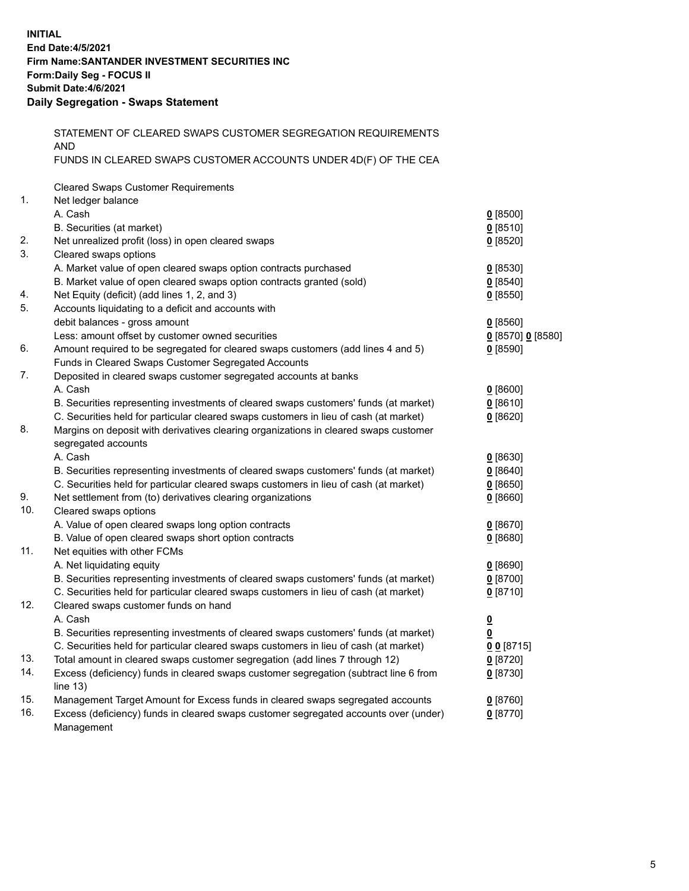**INITIAL**
**End Date:4/5/2021**
**Firm Name:SANTANDER INVESTMENT SECURITIES INC**
**Form:Daily Seg - FOCUS II**
**Submit Date:4/6/2021**
**Daily Segregation - Swaps Statement**

STATEMENT OF CLEARED SWAPS CUSTOMER SEGREGATION REQUIREMENTS AND FUNDS IN CLEARED SWAPS CUSTOMER ACCOUNTS UNDER 4D(F) OF THE CEA

| | | |
|---|---|---|
| | Cleared Swaps Customer Requirements | |
| 1. | Net ledger balance | |
| | A. Cash | 0 [8500] |
| | B. Securities (at market) | 0 [8510] |
| 2. | Net unrealized profit (loss) in open cleared swaps | 0 [8520] |
| 3. | Cleared swaps options | |
| | A. Market value of open cleared swaps option contracts purchased | 0 [8530] |
| | B. Market value of open cleared swaps option contracts granted (sold) | 0 [8540] |
| 4. | Net Equity (deficit) (add lines 1, 2, and 3) | 0 [8550] |
| 5. | Accounts liquidating to a deficit and accounts with debit balances - gross amount | 0 [8560] |
| | Less: amount offset by customer owned securities | 0 [8570] 0 [8580] |
| 6. | Amount required to be segregated for cleared swaps customers (add lines 4 and 5) | 0 [8590] |
| | Funds in Cleared Swaps Customer Segregated Accounts | |
| 7. | Deposited in cleared swaps customer segregated accounts at banks | |
| | A. Cash | 0 [8600] |
| | B. Securities representing investments of cleared swaps customers' funds (at market) | 0 [8610] |
| | C. Securities held for particular cleared swaps customers in lieu of cash (at market) | 0 [8620] |
| 8. | Margins on deposit with derivatives clearing organizations in cleared swaps customer segregated accounts | |
| | A. Cash | 0 [8630] |
| | B. Securities representing investments of cleared swaps customers' funds (at market) | 0 [8640] |
| | C. Securities held for particular cleared swaps customers in lieu of cash (at market) | 0 [8650] |
| 9. | Net settlement from (to) derivatives clearing organizations | 0 [8660] |
| 10. | Cleared swaps options | |
| | A. Value of open cleared swaps long option contracts | 0 [8670] |
| | B. Value of open cleared swaps short option contracts | 0 [8680] |
| 11. | Net equities with other FCMs | |
| | A. Net liquidating equity | 0 [8690] |
| | B. Securities representing investments of cleared swaps customers' funds (at market) | 0 [8700] |
| | C. Securities held for particular cleared swaps customers in lieu of cash (at market) | 0 [8710] |
| 12. | Cleared swaps customer funds on hand | |
| | A. Cash | 0 |
| | B. Securities representing investments of cleared swaps customers' funds (at market) | 0 |
| | C. Securities held for particular cleared swaps customers in lieu of cash (at market) | 0 0 [8715] |
| 13. | Total amount in cleared swaps customer segregation (add lines 7 through 12) | 0 [8720] |
| 14. | Excess (deficiency) funds in cleared swaps customer segregation (subtract line 6 from line 13) | 0 [8730] |
| 15. | Management Target Amount for Excess funds in cleared swaps segregated accounts | 0 [8760] |
| 16. | Excess (deficiency) funds in cleared swaps customer segregated accounts over (under) Management | 0 [8770] |